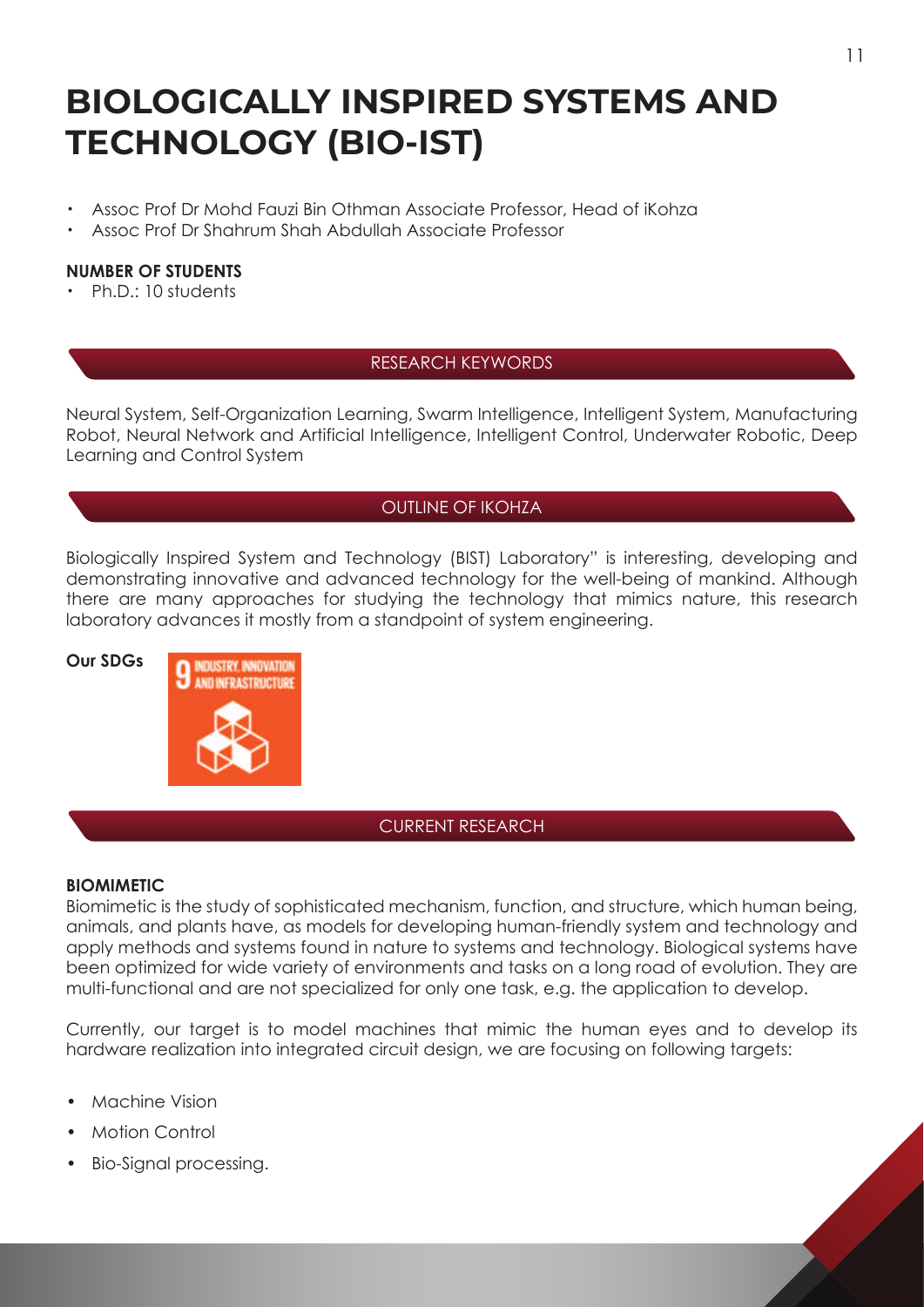# BIOLOGICALLY INSPIRED SYSTEMS AND TECHNOLOGY (BIO-IST)

- Assoc Prof Dr Mohd Fauzi Bin Othman Associate Professor, Head of iKohza
- Assoc Prof Dr Shahrum Shah Abdullah Associate Professor

**NUMBER OF STUDENTS**

- Ph.D.: 10 students

## RESEARCH KEYWORDS

Neural System, Self-Organization Learning, Swarm Intelligence, Intelligent System, Manufacturing Robot, Neural Network and Artificial Intelligence, Intelligent Control, Underwater Robotic, Deep Learning and Control System

## OUTLINE OF IKOHZA

Biologically Inspired System and Technology (BIST) Laboratory" is interesting, developing and demonstrating innovative and advanced technology for the well-being of mankind. Although there are many approaches for studying the technology that mimics nature, this research laboratory advances it mostly from a standpoint of system engineering.

**Our SDGs**

9 INDUSTRY, INNOVATION AND INFRASTRUCTURE

## CURRENT RESEARCH

**BIOMIMETIC**

Biomimetic is the study of sophisticated mechanism, function, and structure, which human being, animals, and plants have, as models for developing human-friendly system and technology and apply methods and systems found in nature to systems and technology. Biological systems have been optimized for wide variety of environments and tasks on a long road of evolution. They are multi-functional and are not specialized for only one task, e.g. the application to develop.

Currently, our target is to model machines that mimic the human eyes and to develop its hardware realization into integrated circuit design, we are focusing on following targets:

- Machine Vision
- Motion Control
- Bio-Signal processing.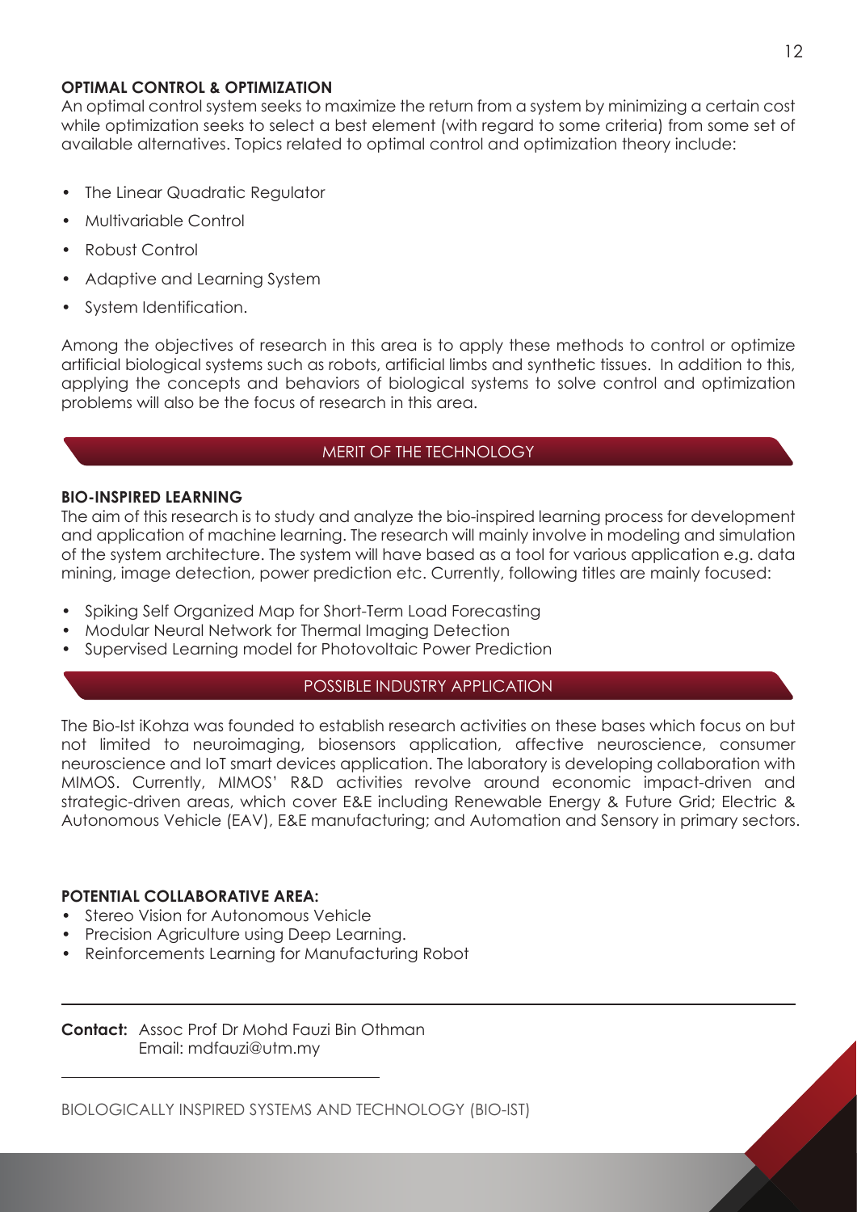### OPTIMAL CONTROL & OPTIMIZATION

An optimal control system seeks to maximize the return from a system by minimizing a certain cost while optimization seeks to select a best element (with regard to some criteria) from some set of available alternatives. Topics related to optimal control and optimization theory include:

- The Linear Quadratic Regulator
- Multivariable Control
- Robust Control
- Adaptive and Learning System
- System Identification.

Among the objectives of research in this area is to apply these methods to control or optimize artificial biological systems such as robots, artificial limbs and synthetic tissues. In addition to this, applying the concepts and behaviors of biological systems to solve control and optimization problems will also be the focus of research in this area.

## MERIT OF THE TECHNOLOGY

### BIO-INSPIRED LEARNING

The aim of this research is to study and analyze the bio-inspired learning process for development and application of machine learning. The research will mainly involve in modeling and simulation of the system architecture. The system will have based as a tool for various application e.g. data mining, image detection, power prediction etc. Currently, following titles are mainly focused:

- Spiking Self Organized Map for Short-Term Load Forecasting
- Modular Neural Network for Thermal Imaging Detection
- Supervised Learning model for Photovoltaic Power Prediction

## POSSIBLE INDUSTRY APPLICATION

The Bio-Ist iKohza was founded to establish research activities on these bases which focus on but not limited to neuroimaging, biosensors application, affective neuroscience, consumer neuroscience and IoT smart devices application. The laboratory is developing collaboration with MIMOS. Currently, MIMOS' R&D activities revolve around economic impact-driven and strategic-driven areas, which cover E&E including Renewable Energy & Future Grid; Electric & Autonomous Vehicle (EAV), E&E manufacturing; and Automation and Sensory in primary sectors.

### POTENTIAL COLLABORATIVE AREA:

- Stereo Vision for Autonomous Vehicle
- Precision Agriculture using Deep Learning.
- Reinforcements Learning for Manufacturing Robot

**Contact:** Assoc Prof Dr Mohd Fauzi Bin Othman
Email: mdfauzi@utm.my